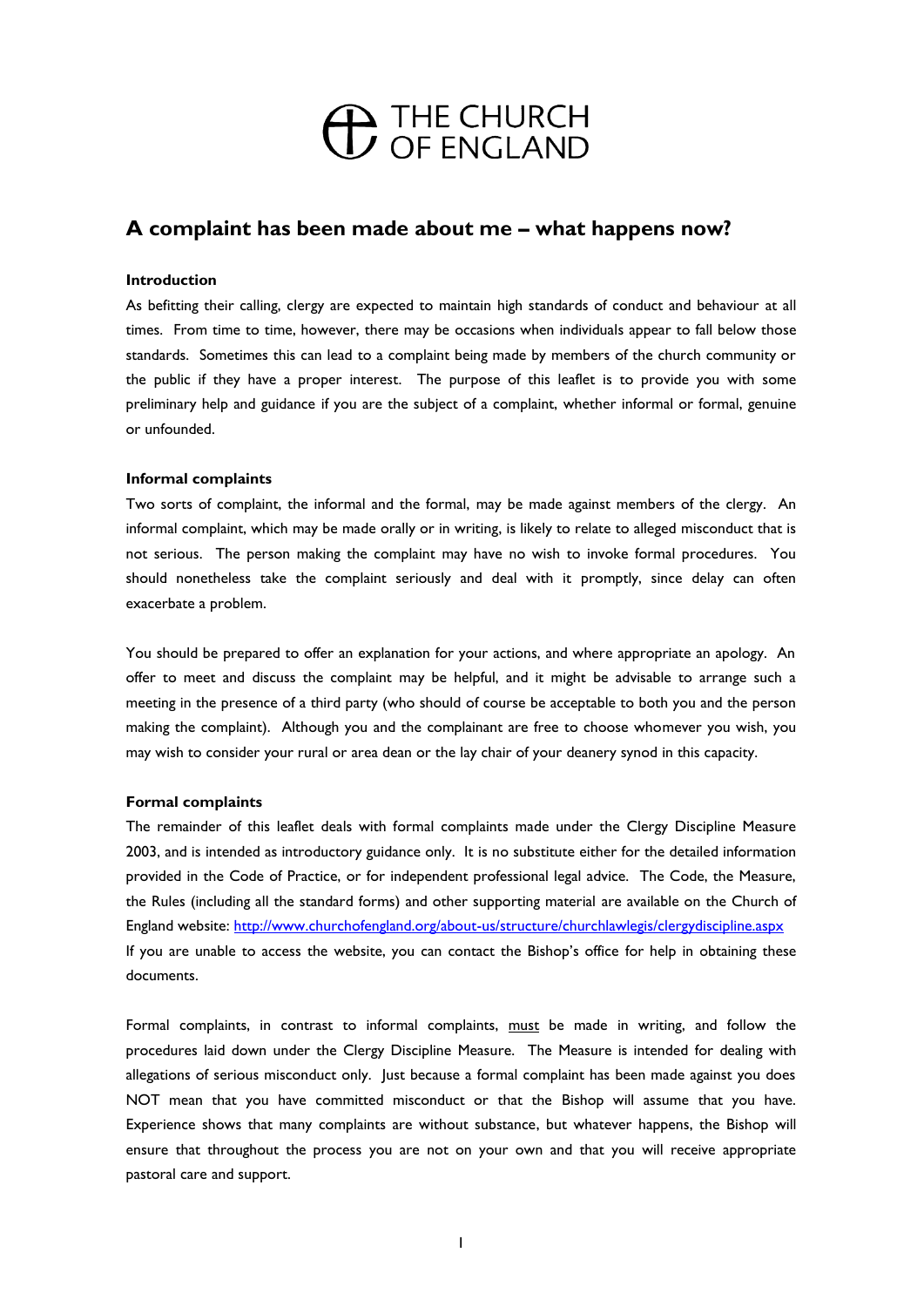THE CHURCH OF ENGLAND

# A complaint has been made about me – what happens now?

**Introduction**

As befitting their calling, clergy are expected to maintain high standards of conduct and behaviour at all times. From time to time, however, there may be occasions when individuals appear to fall below those standards. Sometimes this can lead to a complaint being made by members of the church community or the public if they have a proper interest. The purpose of this leaflet is to provide you with some preliminary help and guidance if you are the subject of a complaint, whether informal or formal, genuine or unfounded.

**Informal complaints**

Two sorts of complaint, the informal and the formal, may be made against members of the clergy. An informal complaint, which may be made orally or in writing, is likely to relate to alleged misconduct that is not serious. The person making the complaint may have no wish to invoke formal procedures. You should nonetheless take the complaint seriously and deal with it promptly, since delay can often exacerbate a problem.

You should be prepared to offer an explanation for your actions, and where appropriate an apology. An offer to meet and discuss the complaint may be helpful, and it might be advisable to arrange such a meeting in the presence of a third party (who should of course be acceptable to both you and the person making the complaint). Although you and the complainant are free to choose whomever you wish, you may wish to consider your rural or area dean or the lay chair of your deanery synod in this capacity.

**Formal complaints**

The remainder of this leaflet deals with formal complaints made under the Clergy Discipline Measure 2003, and is intended as introductory guidance only. It is no substitute either for the detailed information provided in the Code of Practice, or for independent professional legal advice. The Code, the Measure, the Rules (including all the standard forms) and other supporting material are available on the Church of England website: [http://www.churchofengland.org/about-us/structure/churchlawlegis/clergydiscipline.aspx](http://www.churchofengland.org/about-us/structure/churchlawlegis/clergydiscipline.aspx)
If you are unable to access the website, you can contact the Bishop's office for help in obtaining these documents.

Formal complaints, in contrast to informal complaints, <u>must</u> be made in writing, and follow the procedures laid down under the Clergy Discipline Measure. The Measure is intended for dealing with allegations of serious misconduct only. Just because a formal complaint has been made against you does NOT mean that you have committed misconduct or that the Bishop will assume that you have. Experience shows that many complaints are without substance, but whatever happens, the Bishop will ensure that throughout the process you are not on your own and that you will receive appropriate pastoral care and support.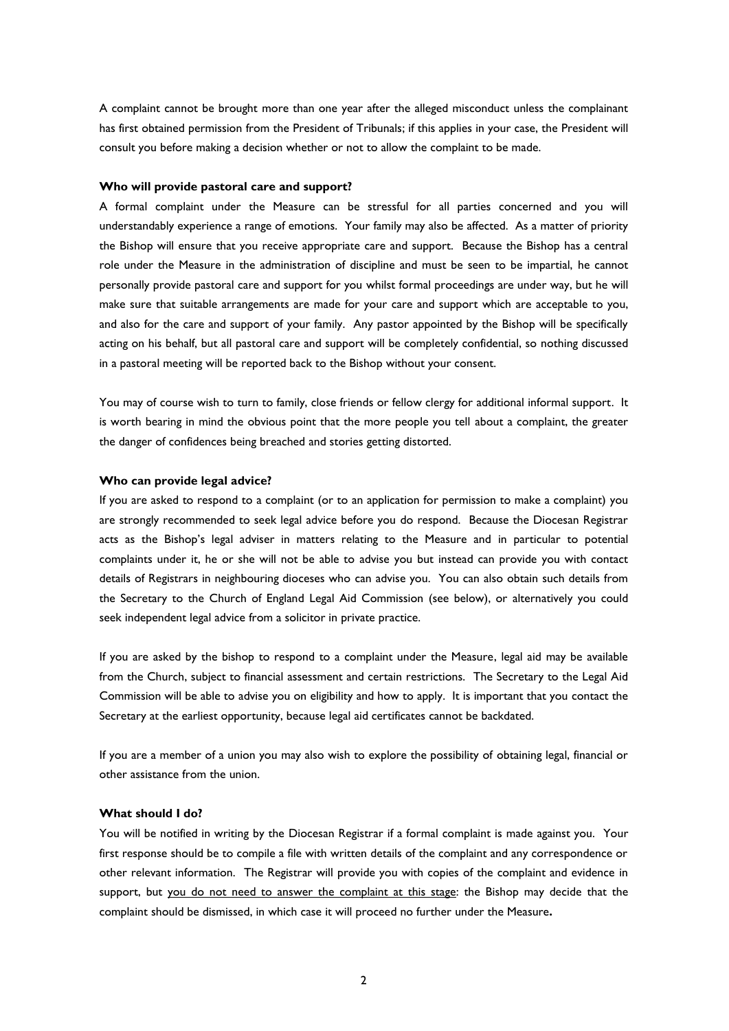A complaint cannot be brought more than one year after the alleged misconduct unless the complainant has first obtained permission from the President of Tribunals; if this applies in your case, the President will consult you before making a decision whether or not to allow the complaint to be made.

**Who will provide pastoral care and support?**

A formal complaint under the Measure can be stressful for all parties concerned and you will understandably experience a range of emotions. Your family may also be affected. As a matter of priority the Bishop will ensure that you receive appropriate care and support. Because the Bishop has a central role under the Measure in the administration of discipline and must be seen to be impartial, he cannot personally provide pastoral care and support for you whilst formal proceedings are under way, but he will make sure that suitable arrangements are made for your care and support which are acceptable to you, and also for the care and support of your family. Any pastor appointed by the Bishop will be specifically acting on his behalf, but all pastoral care and support will be completely confidential, so nothing discussed in a pastoral meeting will be reported back to the Bishop without your consent.

You may of course wish to turn to family, close friends or fellow clergy for additional informal support. It is worth bearing in mind the obvious point that the more people you tell about a complaint, the greater the danger of confidences being breached and stories getting distorted.

**Who can provide legal advice?**

If you are asked to respond to a complaint (or to an application for permission to make a complaint) you are strongly recommended to seek legal advice before you do respond. Because the Diocesan Registrar acts as the Bishop's legal adviser in matters relating to the Measure and in particular to potential complaints under it, he or she will not be able to advise you but instead can provide you with contact details of Registrars in neighbouring dioceses who can advise you. You can also obtain such details from the Secretary to the Church of England Legal Aid Commission (see below), or alternatively you could seek independent legal advice from a solicitor in private practice.

If you are asked by the bishop to respond to a complaint under the Measure, legal aid may be available from the Church, subject to financial assessment and certain restrictions. The Secretary to the Legal Aid Commission will be able to advise you on eligibility and how to apply. It is important that you contact the Secretary at the earliest opportunity, because legal aid certificates cannot be backdated.

If you are a member of a union you may also wish to explore the possibility of obtaining legal, financial or other assistance from the union.

**What should I do?**

You will be notified in writing by the Diocesan Registrar if a formal complaint is made against you. Your first response should be to compile a file with written details of the complaint and any correspondence or other relevant information. The Registrar will provide you with copies of the complaint and evidence in support, but <u>you do not need to answer the complaint at this stage</u>: the Bishop may decide that the complaint should be dismissed, in which case it will proceed no further under the Measure**.**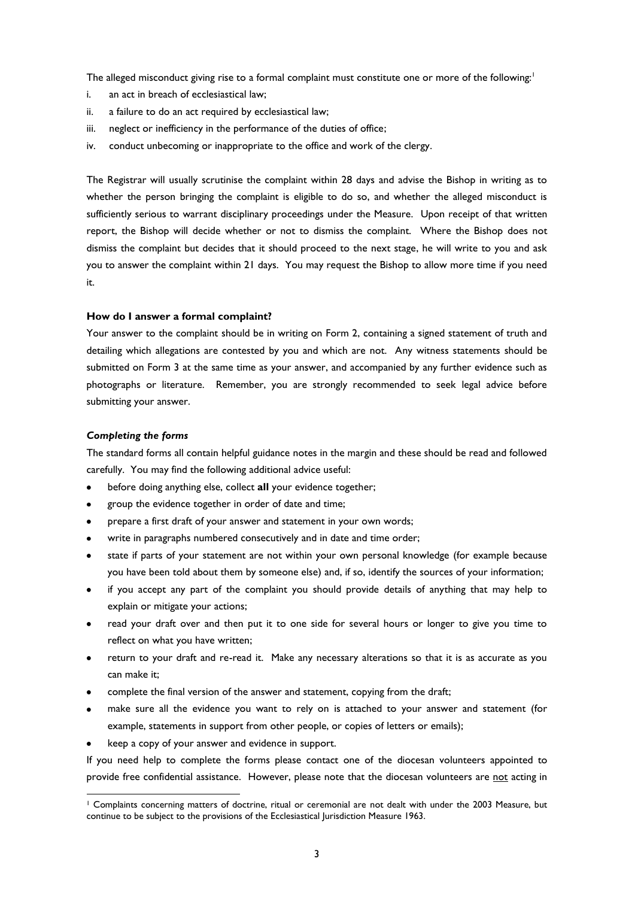The alleged misconduct giving rise to a formal complaint must constitute one or more of the following:[1]

i. an act in breach of ecclesiastical law;
ii. a failure to do an act required by ecclesiastical law;
iii. neglect or inefficiency in the performance of the duties of office;
iv. conduct unbecoming or inappropriate to the office and work of the clergy.

The Registrar will usually scrutinise the complaint within 28 days and advise the Bishop in writing as to whether the person bringing the complaint is eligible to do so, and whether the alleged misconduct is sufficiently serious to warrant disciplinary proceedings under the Measure. Upon receipt of that written report, the Bishop will decide whether or not to dismiss the complaint. Where the Bishop does not dismiss the complaint but decides that it should proceed to the next stage, he will write to you and ask you to answer the complaint within 21 days. You may request the Bishop to allow more time if you need it.

**How do I answer a formal complaint?**

Your answer to the complaint should be in writing on Form 2, containing a signed statement of truth and detailing which allegations are contested by you and which are not. Any witness statements should be submitted on Form 3 at the same time as your answer, and accompanied by any further evidence such as photographs or literature. Remember, you are strongly recommended to seek legal advice before submitting your answer.

***Completing the forms***

The standard forms all contain helpful guidance notes in the margin and these should be read and followed carefully. You may find the following additional advice useful:

- before doing anything else, collect **all** your evidence together;
- group the evidence together in order of date and time;
- prepare a first draft of your answer and statement in your own words;
- write in paragraphs numbered consecutively and in date and time order;
- state if parts of your statement are not within your own personal knowledge (for example because you have been told about them by someone else) and, if so, identify the sources of your information;
- if you accept any part of the complaint you should provide details of anything that may help to explain or mitigate your actions;
- read your draft over and then put it to one side for several hours or longer to give you time to reflect on what you have written;
- return to your draft and re-read it. Make any necessary alterations so that it is as accurate as you can make it;
- complete the final version of the answer and statement, copying from the draft;
- make sure all the evidence you want to rely on is attached to your answer and statement (for example, statements in support from other people, or copies of letters or emails);
- keep a copy of your answer and evidence in support.

If you need help to complete the forms please contact one of the diocesan volunteers appointed to provide free confidential assistance. However, please note that the diocesan volunteers are not acting in

[1] Complaints concerning matters of doctrine, ritual or ceremonial are not dealt with under the 2003 Measure, but continue to be subject to the provisions of the Ecclesiastical Jurisdiction Measure 1963.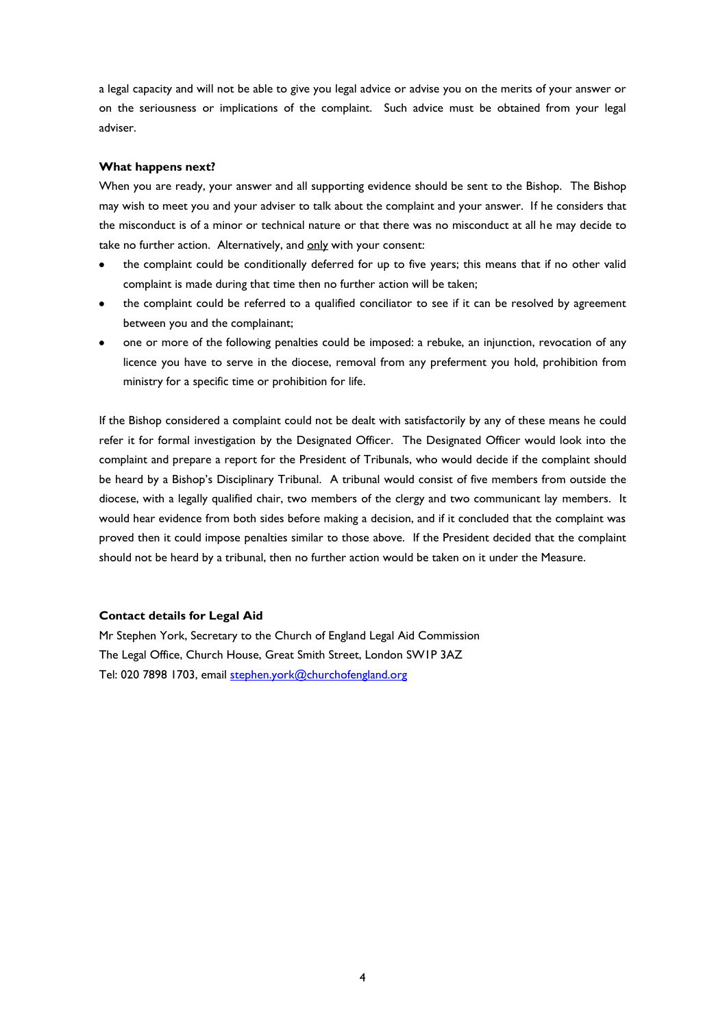a legal capacity and will not be able to give you legal advice or advise you on the merits of your answer or on the seriousness or implications of the complaint. Such advice must be obtained from your legal adviser.

**What happens next?**

When you are ready, your answer and all supporting evidence should be sent to the Bishop. The Bishop may wish to meet you and your adviser to talk about the complaint and your answer. If he considers that the misconduct is of a minor or technical nature or that there was no misconduct at all he may decide to take no further action. Alternatively, and <u>only</u> with your consent:

- the complaint could be conditionally deferred for up to five years; this means that if no other valid complaint is made during that time then no further action will be taken;
- the complaint could be referred to a qualified conciliator to see if it can be resolved by agreement between you and the complainant;
- one or more of the following penalties could be imposed: a rebuke, an injunction, revocation of any licence you have to serve in the diocese, removal from any preferment you hold, prohibition from ministry for a specific time or prohibition for life.

If the Bishop considered a complaint could not be dealt with satisfactorily by any of these means he could refer it for formal investigation by the Designated Officer. The Designated Officer would look into the complaint and prepare a report for the President of Tribunals, who would decide if the complaint should be heard by a Bishop's Disciplinary Tribunal. A tribunal would consist of five members from outside the diocese, with a legally qualified chair, two members of the clergy and two communicant lay members. It would hear evidence from both sides before making a decision, and if it concluded that the complaint was proved then it could impose penalties similar to those above. If the President decided that the complaint should not be heard by a tribunal, then no further action would be taken on it under the Measure.

**Contact details for Legal Aid**

Mr Stephen York, Secretary to the Church of England Legal Aid Commission
The Legal Office, Church House, Great Smith Street, London SW1P 3AZ
Tel: 020 7898 1703, email stephen.york@churchofengland.org